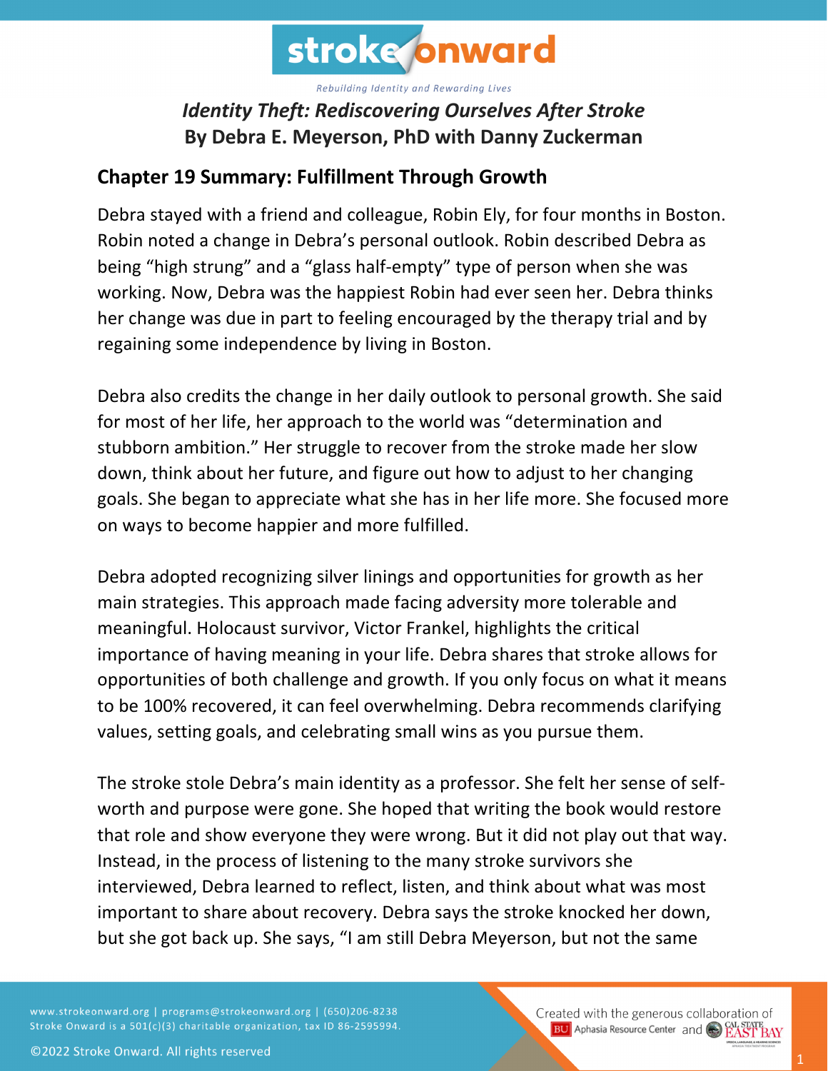# Identity Theft: Rediscovering Ourselves After Stroke

**By Debra E. Meyerson, PhD with Danny Zuckerman**

## Chapter 19 Summary: Fulfillment Through Growth

Debra stayed with a friend and colleague, Robin Ely, for four months in Boston. Robin noted a change in Debra's personal outlook. Robin described Debra as being "high strung" and a "glass half-empty" type of person when she was working. Now, Debra was the happiest Robin had ever seen her. Debra thinks her change was due in part to feeling encouraged by the therapy trial and by regaining some independence by living in Boston.

Debra also credits the change in her daily outlook to personal growth. She said for most of her life, her approach to the world was "determination and stubborn ambition." Her struggle to recover from the stroke made her slow down, think about her future, and figure out how to adjust to her changing goals. She began to appreciate what she has in her life more. She focused more on ways to become happier and more fulfilled.

Debra adopted recognizing silver linings and opportunities for growth as her main strategies. This approach made facing adversity more tolerable and meaningful. Holocaust survivor, Victor Frankel, highlights the critical importance of having meaning in your life. Debra shares that stroke allows for opportunities of both challenge and growth. If you only focus on what it means to be 100% recovered, it can feel overwhelming. Debra recommends clarifying values, setting goals, and celebrating small wins as you pursue them.

The stroke stole Debra's main identity as a professor. She felt her sense of self-worth and purpose were gone. She hoped that writing the book would restore that role and show everyone they were wrong. But it did not play out that way. Instead, in the process of listening to the many stroke survivors she interviewed, Debra learned to reflect, listen, and think about what was most important to share about recovery. Debra says the stroke knocked her down, but she got back up. She says, "I am still Debra Meyerson, but not the same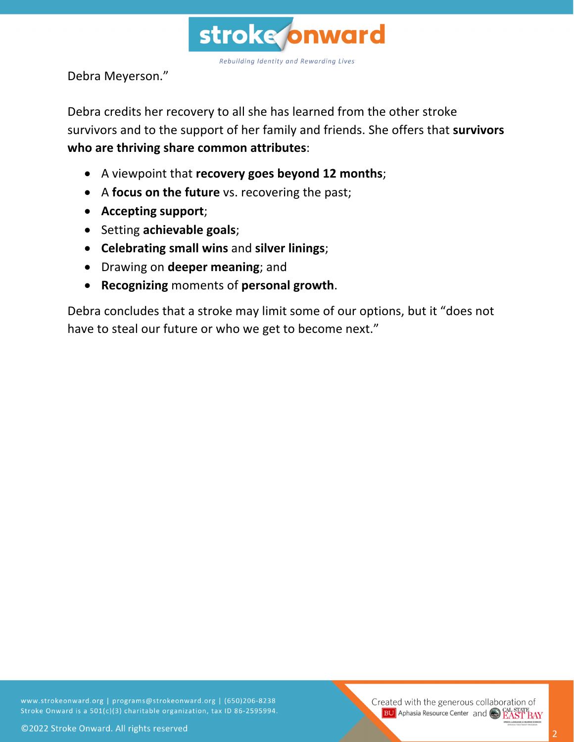Debra Meyerson."

Debra credits her recovery to all she has learned from the other stroke survivors and to the support of her family and friends. She offers that **survivors who are thriving share common attributes**:

- A viewpoint that **recovery goes beyond 12 months**;
- A **focus on the future** vs. recovering the past;
- **Accepting support**;
- Setting **achievable goals**;
- **Celebrating small wins** and **silver linings**;
- Drawing on **deeper meaning**; and
- **Recognizing** moments of **personal growth**.

Debra concludes that a stroke may limit some of our options, but it "does not have to steal our future or who we get to become next."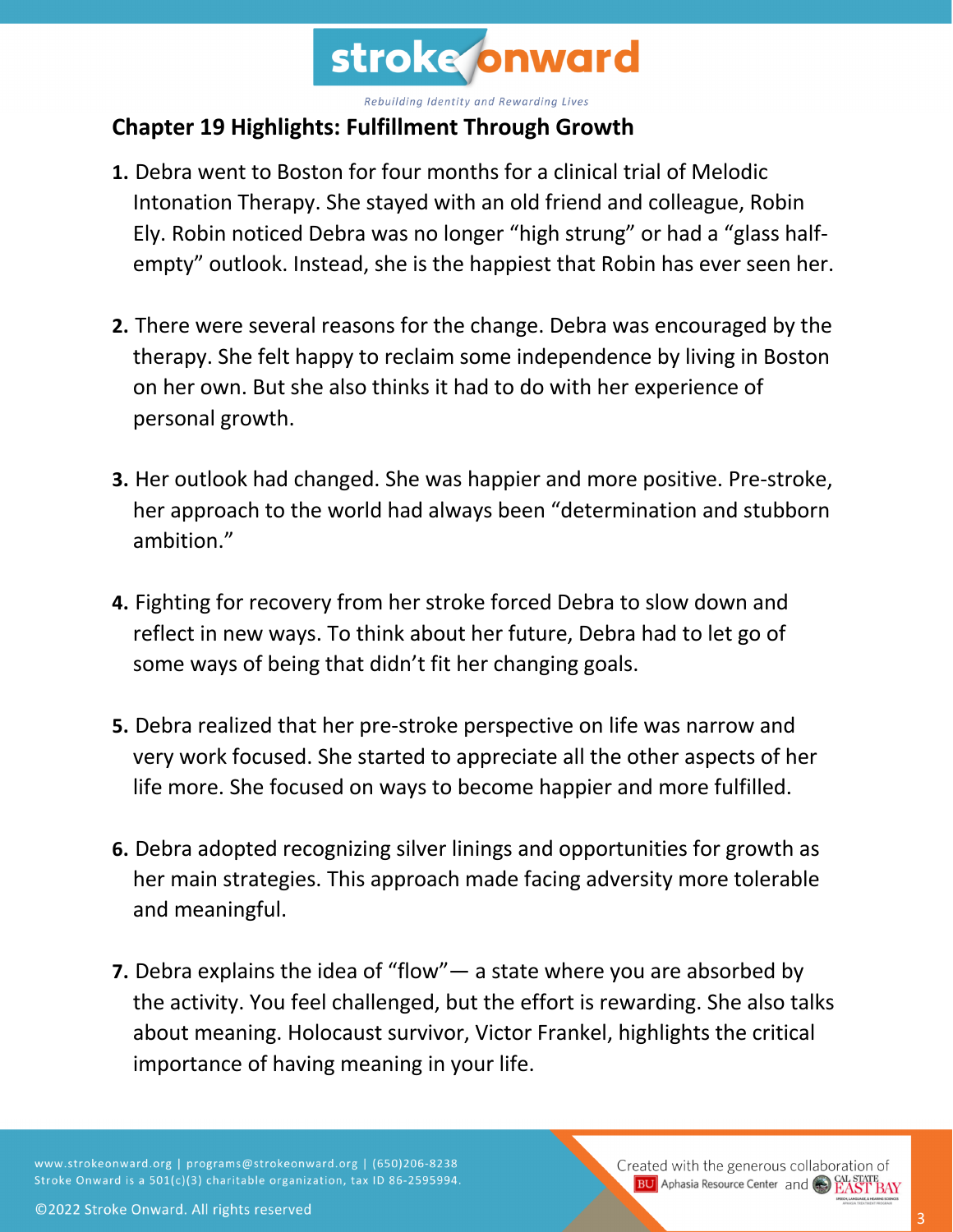## Chapter 19 Highlights: Fulfillment Through Growth

1. Debra went to Boston for four months for a clinical trial of Melodic Intonation Therapy. She stayed with an old friend and colleague, Robin Ely. Robin noticed Debra was no longer "high strung" or had a "glass half-empty" outlook. Instead, she is the happiest that Robin has ever seen her.

2. There were several reasons for the change. Debra was encouraged by the therapy. She felt happy to reclaim some independence by living in Boston on her own. But she also thinks it had to do with her experience of personal growth.

3. Her outlook had changed. She was happier and more positive. Pre-stroke, her approach to the world had always been "determination and stubborn ambition."

4. Fighting for recovery from her stroke forced Debra to slow down and reflect in new ways. To think about her future, Debra had to let go of some ways of being that didn't fit her changing goals.

5. Debra realized that her pre-stroke perspective on life was narrow and very work focused. She started to appreciate all the other aspects of her life more. She focused on ways to become happier and more fulfilled.

6. Debra adopted recognizing silver linings and opportunities for growth as her main strategies. This approach made facing adversity more tolerable and meaningful.

7. Debra explains the idea of "flow"— a state where you are absorbed by the activity. You feel challenged, but the effort is rewarding. She also talks about meaning. Holocaust survivor, Victor Frankel, highlights the critical importance of having meaning in your life.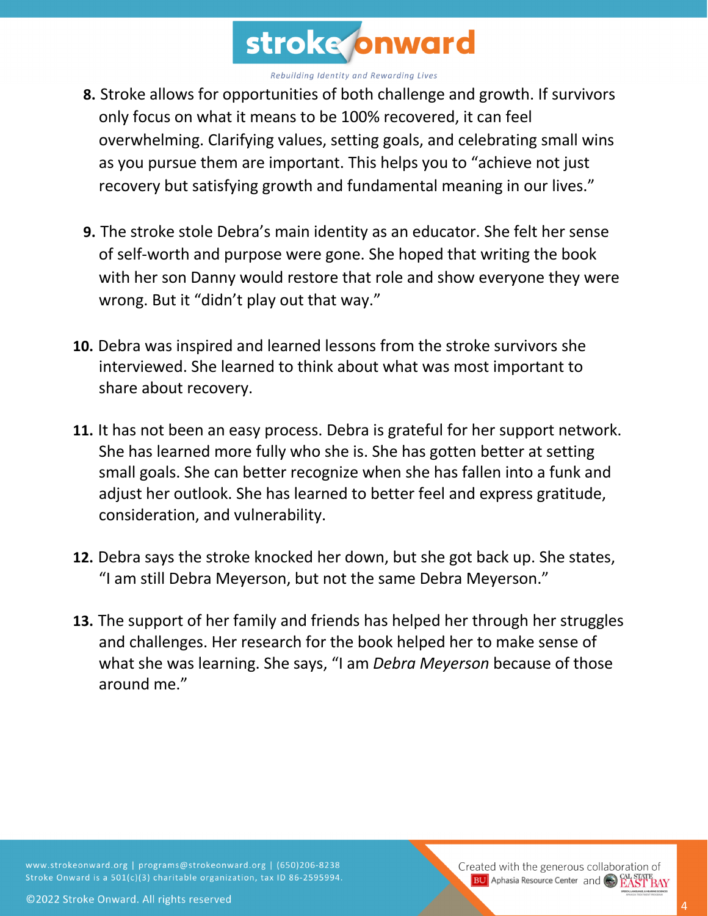8. Stroke allows for opportunities of both challenge and growth. If survivors only focus on what it means to be 100% recovered, it can feel overwhelming. Clarifying values, setting goals, and celebrating small wins as you pursue them are important. This helps you to "achieve not just recovery but satisfying growth and fundamental meaning in our lives."

9. The stroke stole Debra's main identity as an educator. She felt her sense of self-worth and purpose were gone. She hoped that writing the book with her son Danny would restore that role and show everyone they were wrong. But it "didn't play out that way."

10. Debra was inspired and learned lessons from the stroke survivors she interviewed. She learned to think about what was most important to share about recovery.

11. It has not been an easy process. Debra is grateful for her support network. She has learned more fully who she is. She has gotten better at setting small goals. She can better recognize when she has fallen into a funk and adjust her outlook. She has learned to better feel and express gratitude, consideration, and vulnerability.

12. Debra says the stroke knocked her down, but she got back up. She states, "I am still Debra Meyerson, but not the same Debra Meyerson."

13. The support of her family and friends has helped her through her struggles and challenges. Her research for the book helped her to make sense of what she was learning. She says, "I am *Debra Meyerson* because of those around me."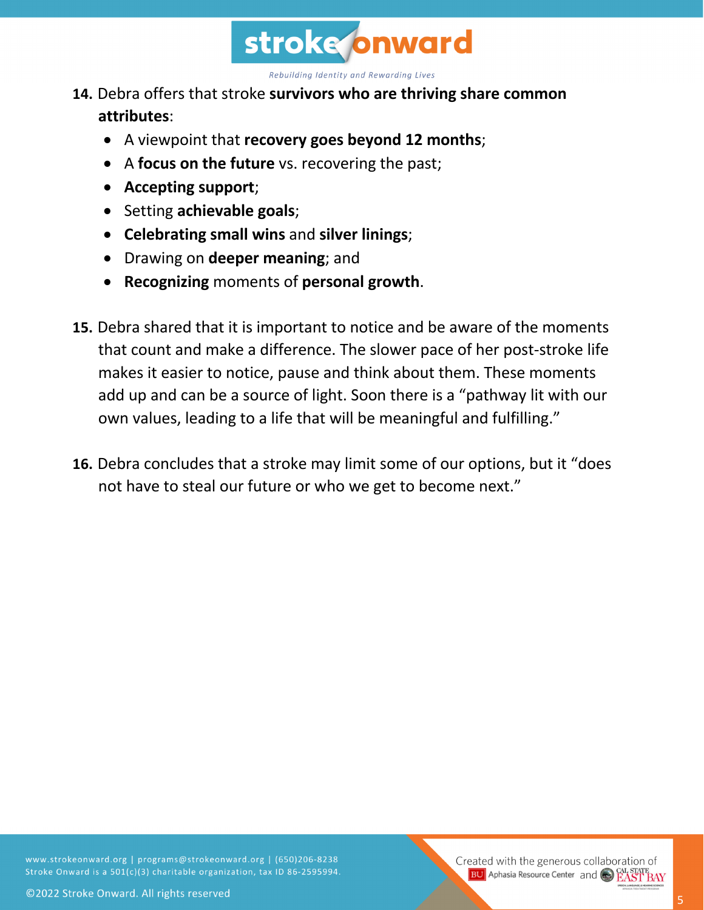14. Debra offers that stroke **survivors who are thriving share common attributes**:
    - A viewpoint that **recovery goes beyond 12 months**;
    - A **focus on the future** vs. recovering the past;
    - **Accepting support**;
    - Setting **achievable goals**;
    - **Celebrating small wins** and **silver linings**;
    - Drawing on **deeper meaning**; and
    - **Recognizing** moments of **personal growth**.

15. Debra shared that it is important to notice and be aware of the moments that count and make a difference. The slower pace of her post-stroke life makes it easier to notice, pause and think about them. These moments add up and can be a source of light. Soon there is a "pathway lit with our own values, leading to a life that will be meaningful and fulfilling."

16. Debra concludes that a stroke may limit some of our options, but it "does not have to steal our future or who we get to become next."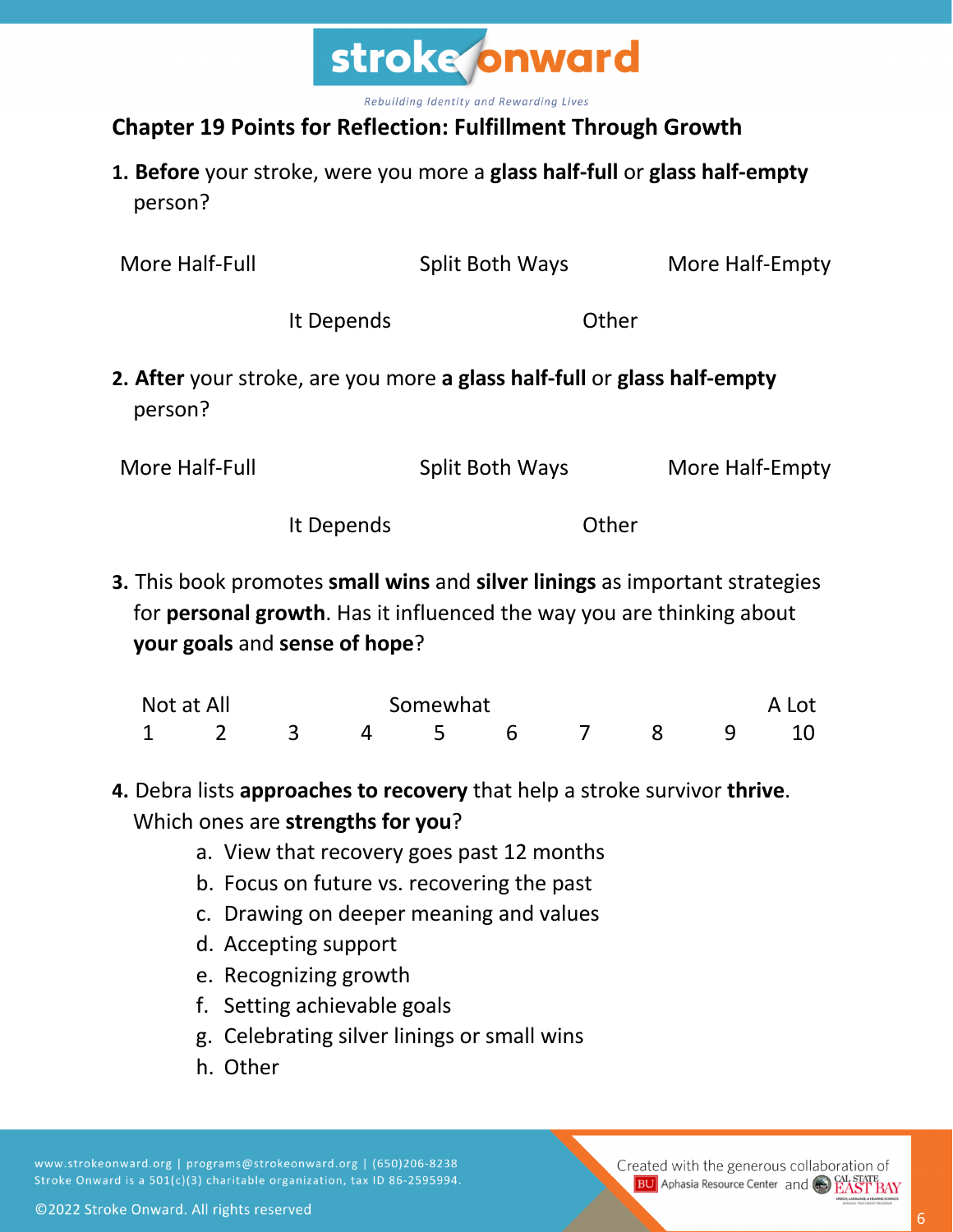## Chapter 19 Points for Reflection: Fulfillment Through Growth

1. **Before** your stroke, were you more a **glass half-full** or **glass half-empty** person?

   More Half-Full    Split Both Ways    More Half-Empty

   It Depends    Other

2. **After** your stroke, are you more **a glass half-full** or **glass half-empty** person?

   More Half-Full    Split Both Ways    More Half-Empty

   It Depends    Other

3. This book promotes **small wins** and **silver linings** as important strategies for **personal growth**. Has it influenced the way you are thinking about **your goals** and **sense of hope**?

| Not at All | | | | Somewhat | | | | | A Lot |
|---|---|---|---|---|---|---|---|---|---|
| 1 | 2 | 3 | 4 | 5 | 6 | 7 | 8 | 9 | 10 |

4. Debra lists **approaches to recovery** that help a stroke survivor **thrive**. Which ones are **strengths for you**?
   a. View that recovery goes past 12 months
   b. Focus on future vs. recovering the past
   c. Drawing on deeper meaning and values
   d. Accepting support
   e. Recognizing growth
   f. Setting achievable goals
   g. Celebrating silver linings or small wins
   h. Other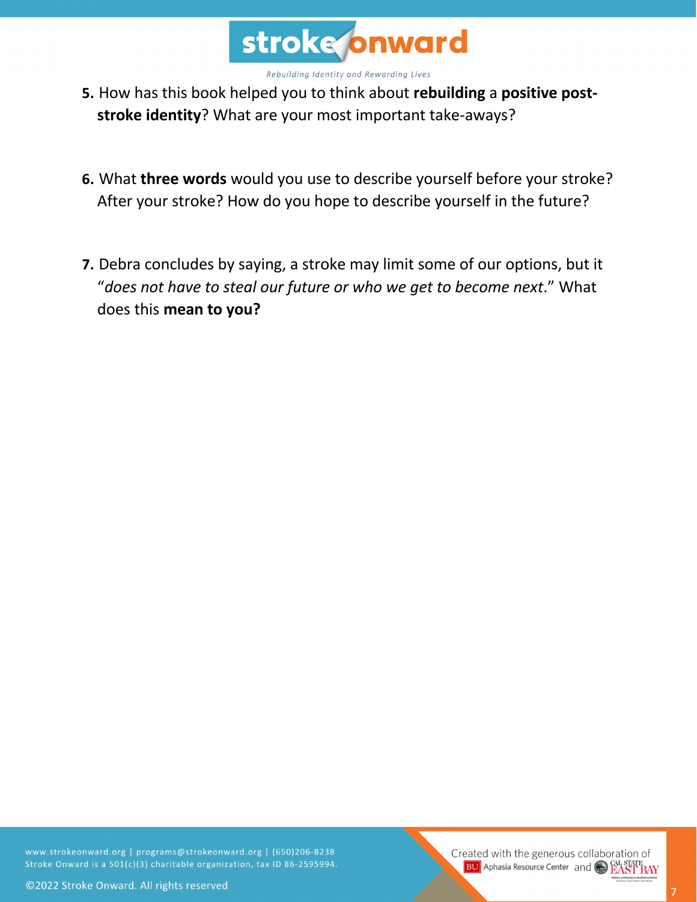**5.** How has this book helped you to think about **rebuilding** a **positive post-stroke identity**? What are your most important take-aways?

**6.** What **three words** would you use to describe yourself before your stroke? After your stroke? How do you hope to describe yourself in the future?

**7.** Debra concludes by saying, a stroke may limit some of our options, but it "*does not have to steal our future or who we get to become next*." What does this **mean to you?**